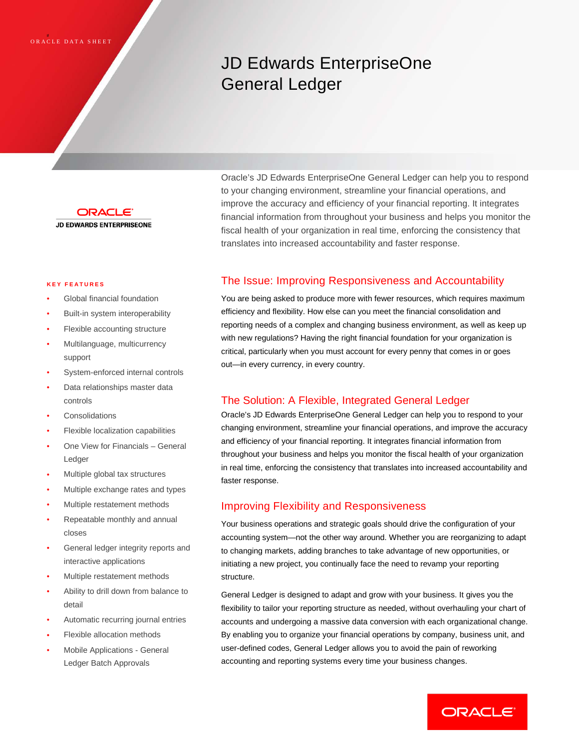ORACLE DATA SHEET

# JD Edwards EnterpriseOne General Ledger

ORACLE
JD EDWARDS ENTERPRISEONE

Oracle's JD Edwards EnterpriseOne General Ledger can help you to respond to your changing environment, streamline your financial operations, and improve the accuracy and efficiency of your financial reporting. It integrates financial information from throughout your business and helps you monitor the fiscal health of your organization in real time, enforcing the consistency that translates into increased accountability and faster response.

**KEY FEATURES**

- Global financial foundation
- Built-in system interoperability
- Flexible accounting structure
- Multilanguage, multicurrency support
- System-enforced internal controls
- Data relationships master data controls
- Consolidations
- Flexible localization capabilities
- One View for Financials – General Ledger
- Multiple global tax structures
- Multiple exchange rates and types
- Multiple restatement methods
- Repeatable monthly and annual closes
- General ledger integrity reports and interactive applications
- Multiple restatement methods
- Ability to drill down from balance to detail
- Automatic recurring journal entries
- Flexible allocation methods
- Mobile Applications - General Ledger Batch Approvals

## The Issue: Improving Responsiveness and Accountability

You are being asked to produce more with fewer resources, which requires maximum efficiency and flexibility. How else can you meet the financial consolidation and reporting needs of a complex and changing business environment, as well as keep up with new regulations? Having the right financial foundation for your organization is critical, particularly when you must account for every penny that comes in or goes out—in every currency, in every country.

## The Solution: A Flexible, Integrated General Ledger

Oracle's JD Edwards EnterpriseOne General Ledger can help you to respond to your changing environment, streamline your financial operations, and improve the accuracy and efficiency of your financial reporting. It integrates financial information from throughout your business and helps you monitor the fiscal health of your organization in real time, enforcing the consistency that translates into increased accountability and faster response.

## Improving Flexibility and Responsiveness

Your business operations and strategic goals should drive the configuration of your accounting system—not the other way around. Whether you are reorganizing to adapt to changing markets, adding branches to take advantage of new opportunities, or initiating a new project, you continually face the need to revamp your reporting structure.

General Ledger is designed to adapt and grow with your business. It gives you the flexibility to tailor your reporting structure as needed, without overhauling your chart of accounts and undergoing a massive data conversion with each organizational change. By enabling you to organize your financial operations by company, business unit, and user-defined codes, General Ledger allows you to avoid the pain of reworking accounting and reporting systems every time your business changes.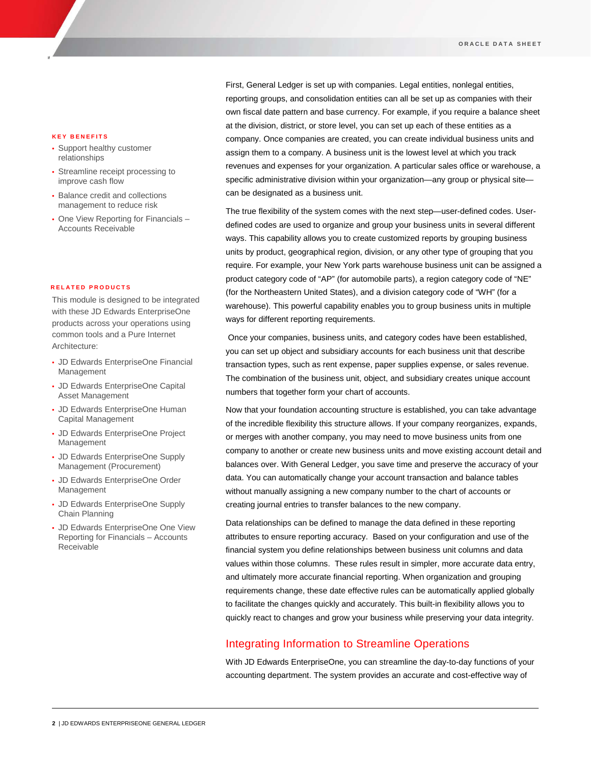**KEY BENEFITS**

- Support healthy customer relationships
- Streamline receipt processing to improve cash flow
- Balance credit and collections management to reduce risk
- One View Reporting for Financials – Accounts Receivable

**RELATED PRODUCTS**

This module is designed to be integrated with these JD Edwards EnterpriseOne products across your operations using common tools and a Pure Internet Architecture:

- JD Edwards EnterpriseOne Financial Management
- JD Edwards EnterpriseOne Capital Asset Management
- JD Edwards EnterpriseOne Human Capital Management
- JD Edwards EnterpriseOne Project Management
- JD Edwards EnterpriseOne Supply Management (Procurement)
- JD Edwards EnterpriseOne Order Management
- JD Edwards EnterpriseOne Supply Chain Planning
- JD Edwards EnterpriseOne One View Reporting for Financials – Accounts Receivable

First, General Ledger is set up with companies. Legal entities, nonlegal entities, reporting groups, and consolidation entities can all be set up as companies with their own fiscal date pattern and base currency. For example, if you require a balance sheet at the division, district, or store level, you can set up each of these entities as a company. Once companies are created, you can create individual business units and assign them to a company. A business unit is the lowest level at which you track revenues and expenses for your organization. A particular sales office or warehouse, a specific administrative division within your organization—any group or physical site—can be designated as a business unit.

The true flexibility of the system comes with the next step—user-defined codes. User-defined codes are used to organize and group your business units in several different ways. This capability allows you to create customized reports by grouping business units by product, geographical region, division, or any other type of grouping that you require. For example, your New York parts warehouse business unit can be assigned a product category code of "AP" (for automobile parts), a region category code of "NE" (for the Northeastern United States), and a division category code of "WH" (for a warehouse). This powerful capability enables you to group business units in multiple ways for different reporting requirements.

Once your companies, business units, and category codes have been established, you can set up object and subsidiary accounts for each business unit that describe transaction types, such as rent expense, paper supplies expense, or sales revenue. The combination of the business unit, object, and subsidiary creates unique account numbers that together form your chart of accounts.

Now that your foundation accounting structure is established, you can take advantage of the incredible flexibility this structure allows. If your company reorganizes, expands, or merges with another company, you may need to move business units from one company to another or create new business units and move existing account detail and balances over. With General Ledger, you save time and preserve the accuracy of your data. You can automatically change your account transaction and balance tables without manually assigning a new company number to the chart of accounts or creating journal entries to transfer balances to the new company.

Data relationships can be defined to manage the data defined in these reporting attributes to ensure reporting accuracy. Based on your configuration and use of the financial system you define relationships between business unit columns and data values within those columns. These rules result in simpler, more accurate data entry, and ultimately more accurate financial reporting. When organization and grouping requirements change, these date effective rules can be automatically applied globally to facilitate the changes quickly and accurately. This built-in flexibility allows you to quickly react to changes and grow your business while preserving your data integrity.

## Integrating Information to Streamline Operations

With JD Edwards EnterpriseOne, you can streamline the day-to-day functions of your accounting department. The system provides an accurate and cost-effective way of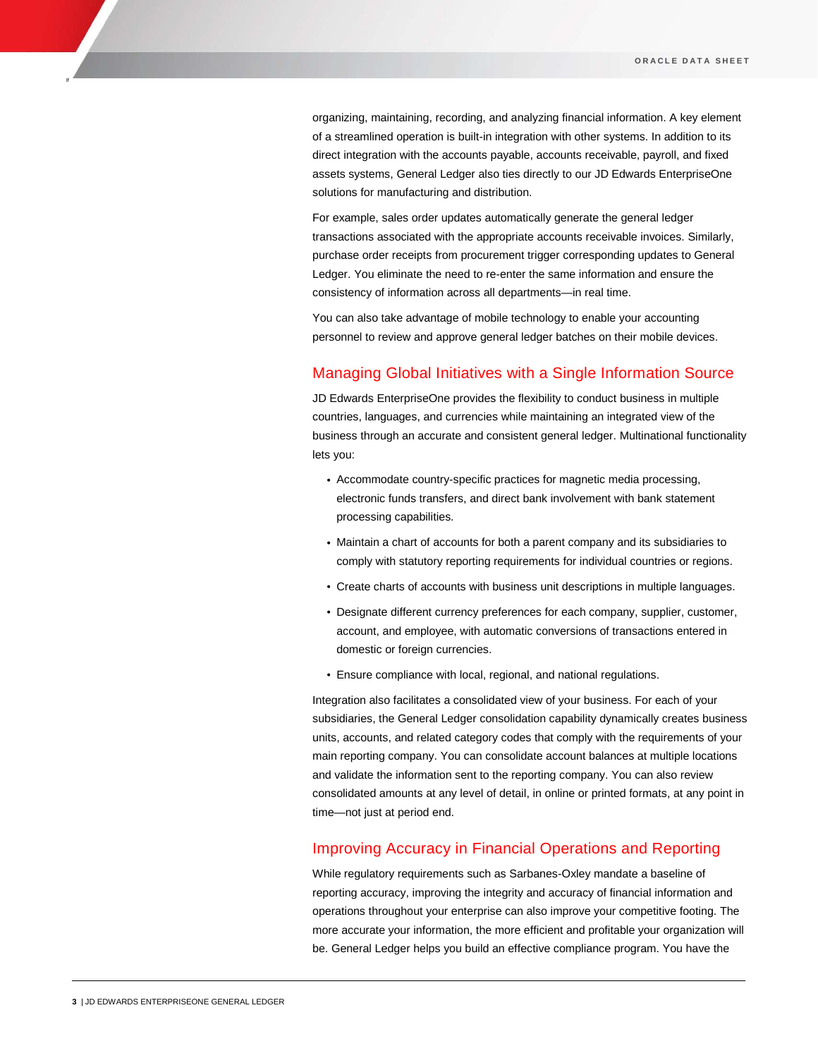organizing, maintaining, recording, and analyzing financial information. A key element of a streamlined operation is built-in integration with other systems. In addition to its direct integration with the accounts payable, accounts receivable, payroll, and fixed assets systems, General Ledger also ties directly to our JD Edwards EnterpriseOne solutions for manufacturing and distribution.

For example, sales order updates automatically generate the general ledger transactions associated with the appropriate accounts receivable invoices. Similarly, purchase order receipts from procurement trigger corresponding updates to General Ledger. You eliminate the need to re-enter the same information and ensure the consistency of information across all departments—in real time.

You can also take advantage of mobile technology to enable your accounting personnel to review and approve general ledger batches on their mobile devices.

## Managing Global Initiatives with a Single Information Source

JD Edwards EnterpriseOne provides the flexibility to conduct business in multiple countries, languages, and currencies while maintaining an integrated view of the business through an accurate and consistent general ledger. Multinational functionality lets you:

- Accommodate country-specific practices for magnetic media processing, electronic funds transfers, and direct bank involvement with bank statement processing capabilities.
- Maintain a chart of accounts for both a parent company and its subsidiaries to comply with statutory reporting requirements for individual countries or regions.
- Create charts of accounts with business unit descriptions in multiple languages.
- Designate different currency preferences for each company, supplier, customer, account, and employee, with automatic conversions of transactions entered in domestic or foreign currencies.
- Ensure compliance with local, regional, and national regulations.

Integration also facilitates a consolidated view of your business. For each of your subsidiaries, the General Ledger consolidation capability dynamically creates business units, accounts, and related category codes that comply with the requirements of your main reporting company. You can consolidate account balances at multiple locations and validate the information sent to the reporting company. You can also review consolidated amounts at any level of detail, in online or printed formats, at any point in time—not just at period end.

## Improving Accuracy in Financial Operations and Reporting

While regulatory requirements such as Sarbanes-Oxley mandate a baseline of reporting accuracy, improving the integrity and accuracy of financial information and operations throughout your enterprise can also improve your competitive footing. The more accurate your information, the more efficient and profitable your organization will be. General Ledger helps you build an effective compliance program. You have the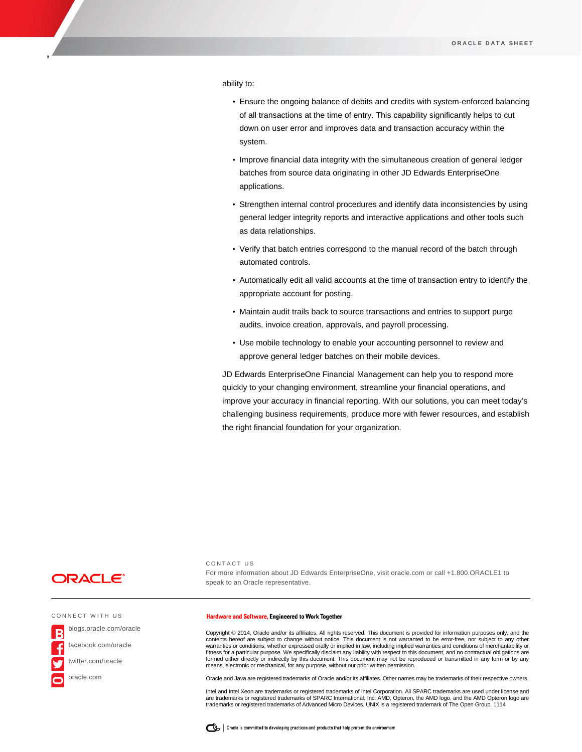ability to:

- Ensure the ongoing balance of debits and credits with system-enforced balancing of all transactions at the time of entry. This capability significantly helps to cut down on user error and improves data and transaction accuracy within the system.
- Improve financial data integrity with the simultaneous creation of general ledger batches from source data originating in other JD Edwards EnterpriseOne applications.
- Strengthen internal control procedures and identify data inconsistencies by using general ledger integrity reports and interactive applications and other tools such as data relationships.
- Verify that batch entries correspond to the manual record of the batch through automated controls.
- Automatically edit all valid accounts at the time of transaction entry to identify the appropriate account for posting.
- Maintain audit trails back to source transactions and entries to support purge audits, invoice creation, approvals, and payroll processing.
- Use mobile technology to enable your accounting personnel to review and approve general ledger batches on their mobile devices.

JD Edwards EnterpriseOne Financial Management can help you to respond more quickly to your changing environment, streamline your financial operations, and improve your accuracy in financial reporting. With our solutions, you can meet today's challenging business requirements, produce more with fewer resources, and establish the right financial foundation for your organization.

ORACLE

CONTACT US

For more information about JD Edwards EnterpriseOne, visit oracle.com or call +1.800.ORACLE1 to speak to an Oracle representative.

CONNECT WITH US

blogs.oracle.com/oracle

facebook.com/oracle

twitter.com/oracle

oracle.com

**Hardware and Software, Engineered to Work Together**

Copyright © 2014, Oracle and/or its affiliates. All rights reserved. This document is provided for information purposes only, and the contents hereof are subject to change without notice. This document is not warranted to be error-free, nor subject to any other warranties or conditions, whether expressed orally or implied in law, including implied warranties and conditions of merchantability or fitness for a particular purpose. We specifically disclaim any liability with respect to this document, and no contractual obligations are formed either directly or indirectly by this document. This document may not be reproduced or transmitted in any form or by any means, electronic or mechanical, for any purpose, without our prior written permission.

Oracle and Java are registered trademarks of Oracle and/or its affiliates. Other names may be trademarks of their respective owners.

Intel and Intel Xeon are trademarks or registered trademarks of Intel Corporation. All SPARC trademarks are used under license and are trademarks or registered trademarks of SPARC International, Inc. AMD, Opteron, the AMD logo, and the AMD Opteron logo are trademarks or registered trademarks of Advanced Micro Devices. UNIX is a registered trademark of The Open Group. 1114

Oracle is committed to developing practices and products that help protect the environment